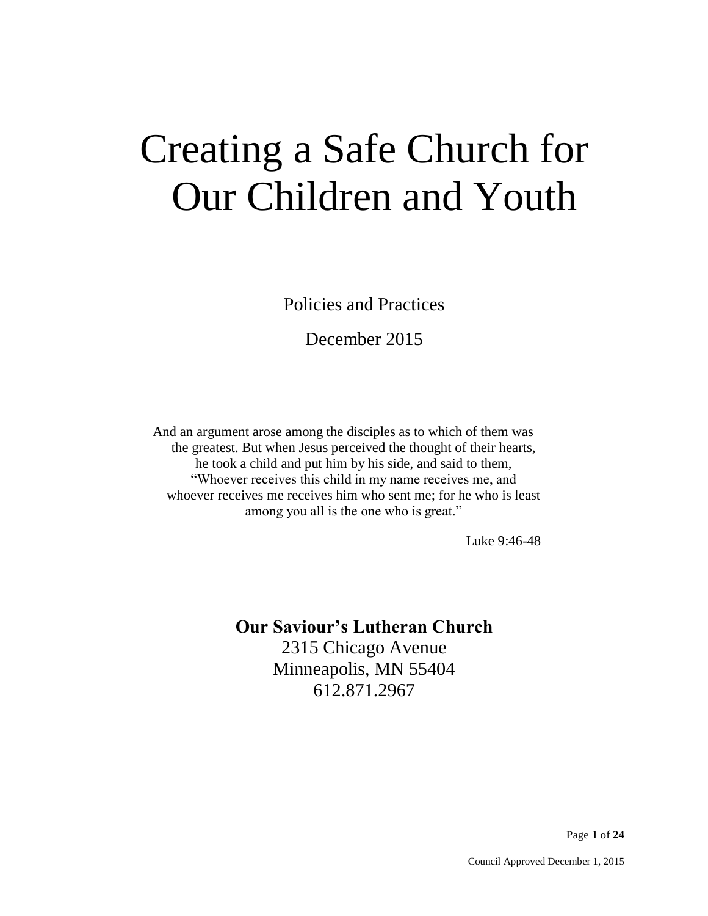# Creating a Safe Church for Our Children and Youth

Policies and Practices

December 2015

And an argument arose among the disciples as to which of them was the greatest. But when Jesus perceived the thought of their hearts, he took a child and put him by his side, and said to them, "Whoever receives this child in my name receives me, and whoever receives me receives him who sent me; for he who is least among you all is the one who is great."

Luke 9:46-48

**Our Saviour's Lutheran Church**

2315 Chicago Avenue
Minneapolis, MN 55404
612.871.2967

Council Approved December 1, 2015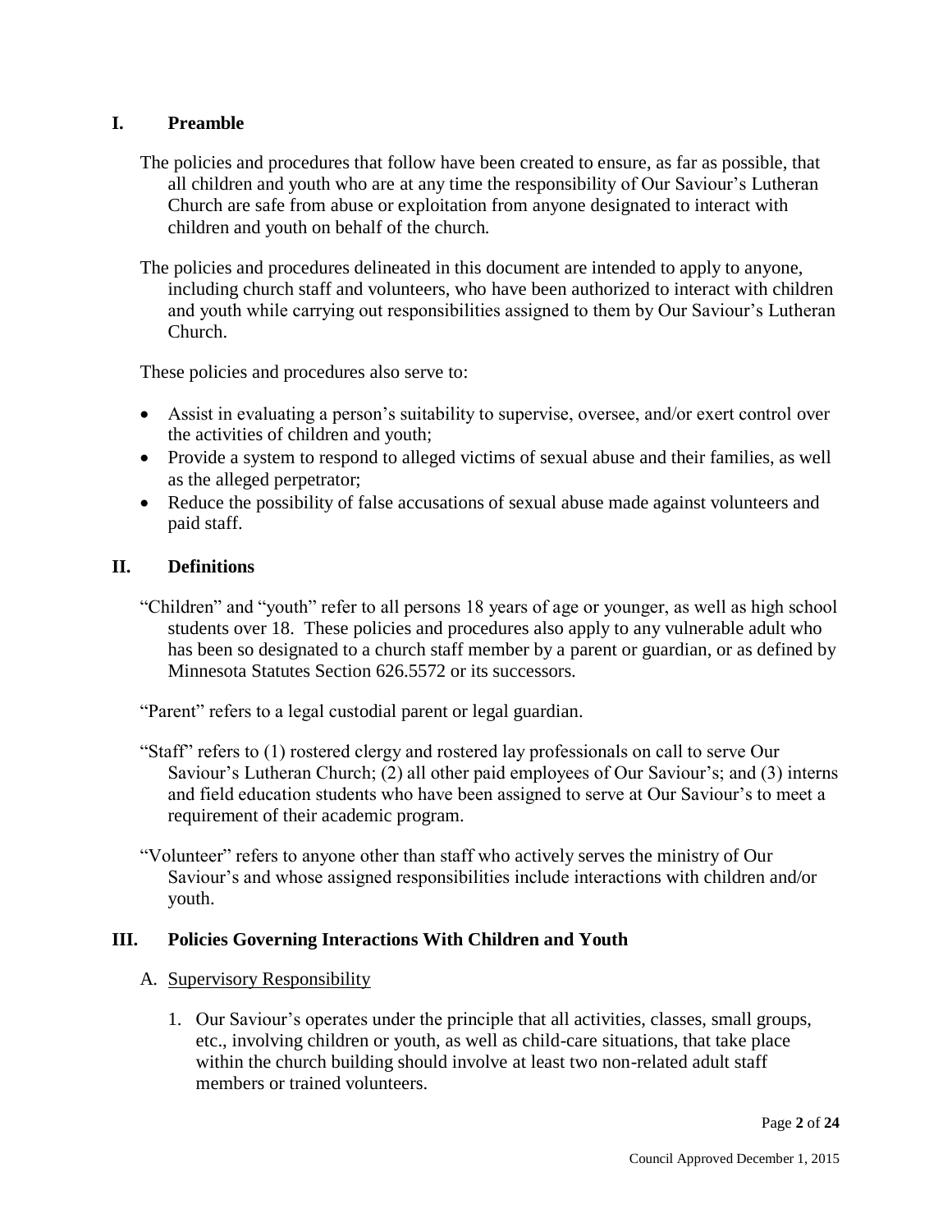## I. Preamble

The policies and procedures that follow have been created to ensure, as far as possible, that all children and youth who are at any time the responsibility of Our Saviour's Lutheran Church are safe from abuse or exploitation from anyone designated to interact with children and youth on behalf of the church.

The policies and procedures delineated in this document are intended to apply to anyone, including church staff and volunteers, who have been authorized to interact with children and youth while carrying out responsibilities assigned to them by Our Saviour's Lutheran Church.

These policies and procedures also serve to:

- Assist in evaluating a person's suitability to supervise, oversee, and/or exert control over the activities of children and youth;
- Provide a system to respond to alleged victims of sexual abuse and their families, as well as the alleged perpetrator;
- Reduce the possibility of false accusations of sexual abuse made against volunteers and paid staff.

## II. Definitions

"Children" and "youth" refer to all persons 18 years of age or younger, as well as high school students over 18. These policies and procedures also apply to any vulnerable adult who has been so designated to a church staff member by a parent or guardian, or as defined by Minnesota Statutes Section 626.5572 or its successors.

"Parent" refers to a legal custodial parent or legal guardian.

"Staff" refers to (1) rostered clergy and rostered lay professionals on call to serve Our Saviour's Lutheran Church; (2) all other paid employees of Our Saviour's; and (3) interns and field education students who have been assigned to serve at Our Saviour's to meet a requirement of their academic program.

"Volunteer" refers to anyone other than staff who actively serves the ministry of Our Saviour's and whose assigned responsibilities include interactions with children and/or youth.

## III. Policies Governing Interactions With Children and Youth

A. Supervisory Responsibility

1. Our Saviour's operates under the principle that all activities, classes, small groups, etc., involving children or youth, as well as child-care situations, that take place within the church building should involve at least two non-related adult staff members or trained volunteers.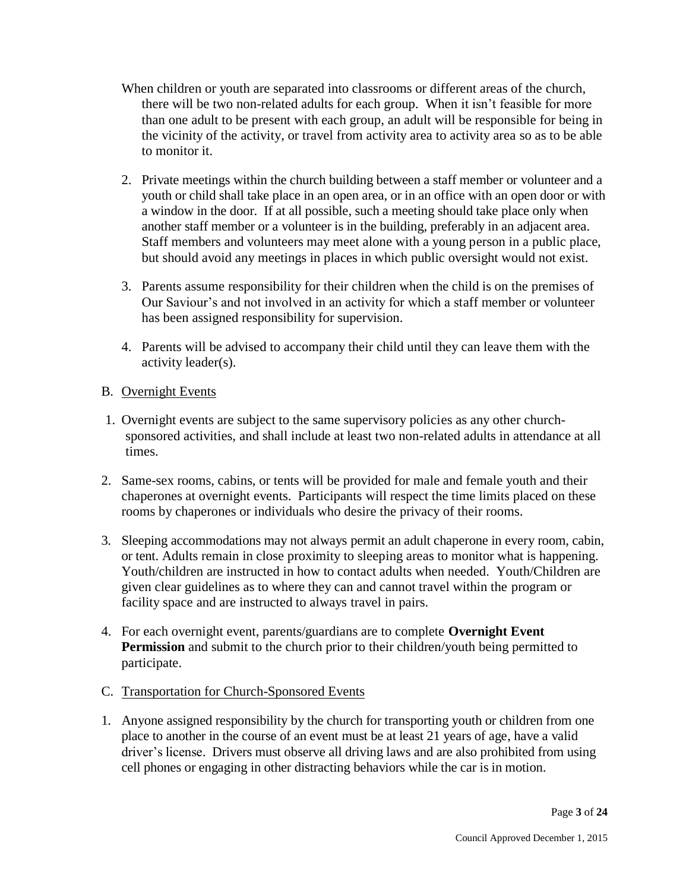When children or youth are separated into classrooms or different areas of the church, there will be two non-related adults for each group. When it isn't feasible for more than one adult to be present with each group, an adult will be responsible for being in the vicinity of the activity, or travel from activity area to activity area so as to be able to monitor it.

2. Private meetings within the church building between a staff member or volunteer and a youth or child shall take place in an open area, or in an office with an open door or with a window in the door. If at all possible, such a meeting should take place only when another staff member or a volunteer is in the building, preferably in an adjacent area. Staff members and volunteers may meet alone with a young person in a public place, but should avoid any meetings in places in which public oversight would not exist.

3. Parents assume responsibility for their children when the child is on the premises of Our Saviour's and not involved in an activity for which a staff member or volunteer has been assigned responsibility for supervision.

4. Parents will be advised to accompany their child until they can leave them with the activity leader(s).

B. <u>Overnight Events</u>

1. Overnight events are subject to the same supervisory policies as any other church-sponsored activities, and shall include at least two non-related adults in attendance at all times.

2. Same-sex rooms, cabins, or tents will be provided for male and female youth and their chaperones at overnight events. Participants will respect the time limits placed on these rooms by chaperones or individuals who desire the privacy of their rooms.

3. Sleeping accommodations may not always permit an adult chaperone in every room, cabin, or tent. Adults remain in close proximity to sleeping areas to monitor what is happening. Youth/children are instructed in how to contact adults when needed. Youth/Children are given clear guidelines as to where they can and cannot travel within the program or facility space and are instructed to always travel in pairs.

4. For each overnight event, parents/guardians are to complete **Overnight Event Permission** and submit to the church prior to their children/youth being permitted to participate.

C. <u>Transportation for Church-Sponsored Events</u>

1. Anyone assigned responsibility by the church for transporting youth or children from one place to another in the course of an event must be at least 21 years of age, have a valid driver's license. Drivers must observe all driving laws and are also prohibited from using cell phones or engaging in other distracting behaviors while the car is in motion.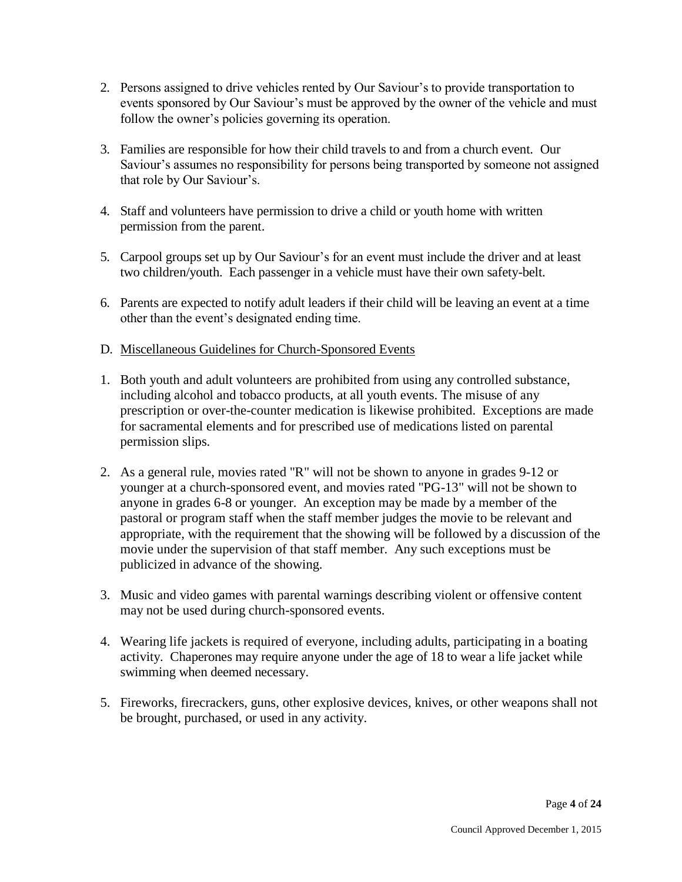2. Persons assigned to drive vehicles rented by Our Saviour's to provide transportation to events sponsored by Our Saviour's must be approved by the owner of the vehicle and must follow the owner's policies governing its operation.

3. Families are responsible for how their child travels to and from a church event. Our Saviour's assumes no responsibility for persons being transported by someone not assigned that role by Our Saviour's.

4. Staff and volunteers have permission to drive a child or youth home with written permission from the parent.

5. Carpool groups set up by Our Saviour's for an event must include the driver and at least two children/youth. Each passenger in a vehicle must have their own safety-belt.

6. Parents are expected to notify adult leaders if their child will be leaving an event at a time other than the event's designated ending time.

D. <u>Miscellaneous Guidelines for Church-Sponsored Events</u>

1. Both youth and adult volunteers are prohibited from using any controlled substance, including alcohol and tobacco products, at all youth events. The misuse of any prescription or over-the-counter medication is likewise prohibited. Exceptions are made for sacramental elements and for prescribed use of medications listed on parental permission slips.

2. As a general rule, movies rated "R" will not be shown to anyone in grades 9-12 or younger at a church-sponsored event, and movies rated "PG-13" will not be shown to anyone in grades 6-8 or younger. An exception may be made by a member of the pastoral or program staff when the staff member judges the movie to be relevant and appropriate, with the requirement that the showing will be followed by a discussion of the movie under the supervision of that staff member. Any such exceptions must be publicized in advance of the showing.

3. Music and video games with parental warnings describing violent or offensive content may not be used during church-sponsored events.

4. Wearing life jackets is required of everyone, including adults, participating in a boating activity. Chaperones may require anyone under the age of 18 to wear a life jacket while swimming when deemed necessary.

5. Fireworks, firecrackers, guns, other explosive devices, knives, or other weapons shall not be brought, purchased, or used in any activity.

Council Approved December 1, 2015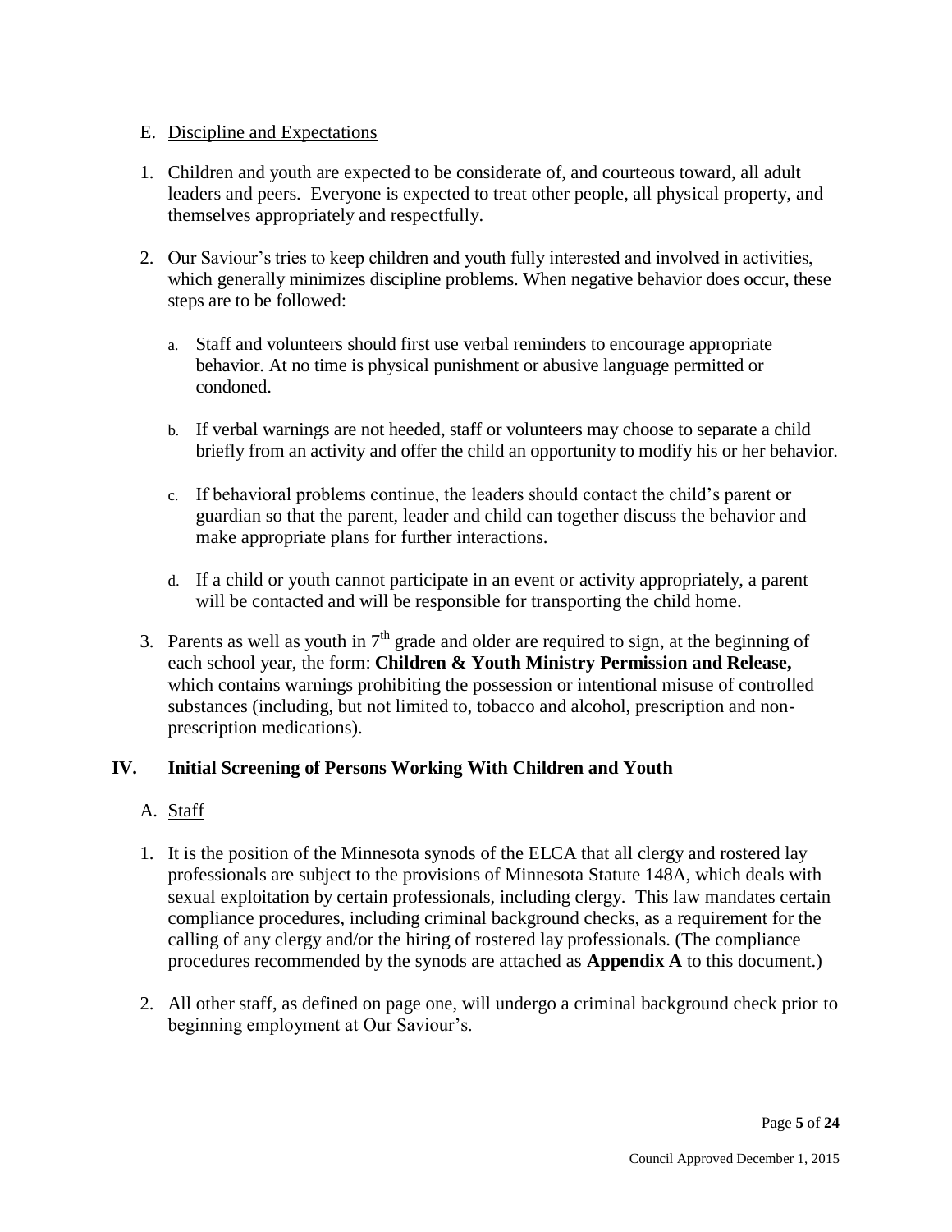E. Discipline and Expectations

1. Children and youth are expected to be considerate of, and courteous toward, all adult leaders and peers. Everyone is expected to treat other people, all physical property, and themselves appropriately and respectfully.

2. Our Saviour's tries to keep children and youth fully interested and involved in activities, which generally minimizes discipline problems. When negative behavior does occur, these steps are to be followed:

   a. Staff and volunteers should first use verbal reminders to encourage appropriate behavior. At no time is physical punishment or abusive language permitted or condoned.

   b. If verbal warnings are not heeded, staff or volunteers may choose to separate a child briefly from an activity and offer the child an opportunity to modify his or her behavior.

   c. If behavioral problems continue, the leaders should contact the child's parent or guardian so that the parent, leader and child can together discuss the behavior and make appropriate plans for further interactions.

   d. If a child or youth cannot participate in an event or activity appropriately, a parent will be contacted and will be responsible for transporting the child home.

3. Parents as well as youth in 7th grade and older are required to sign, at the beginning of each school year, the form: **Children & Youth Ministry Permission and Release,** which contains warnings prohibiting the possession or intentional misuse of controlled substances (including, but not limited to, tobacco and alcohol, prescription and non-prescription medications).

## IV. Initial Screening of Persons Working With Children and Youth

A. Staff

1. It is the position of the Minnesota synods of the ELCA that all clergy and rostered lay professionals are subject to the provisions of Minnesota Statute 148A, which deals with sexual exploitation by certain professionals, including clergy. This law mandates certain compliance procedures, including criminal background checks, as a requirement for the calling of any clergy and/or the hiring of rostered lay professionals. (The compliance procedures recommended by the synods are attached as **Appendix A** to this document.)

2. All other staff, as defined on page one, will undergo a criminal background check prior to beginning employment at Our Saviour's.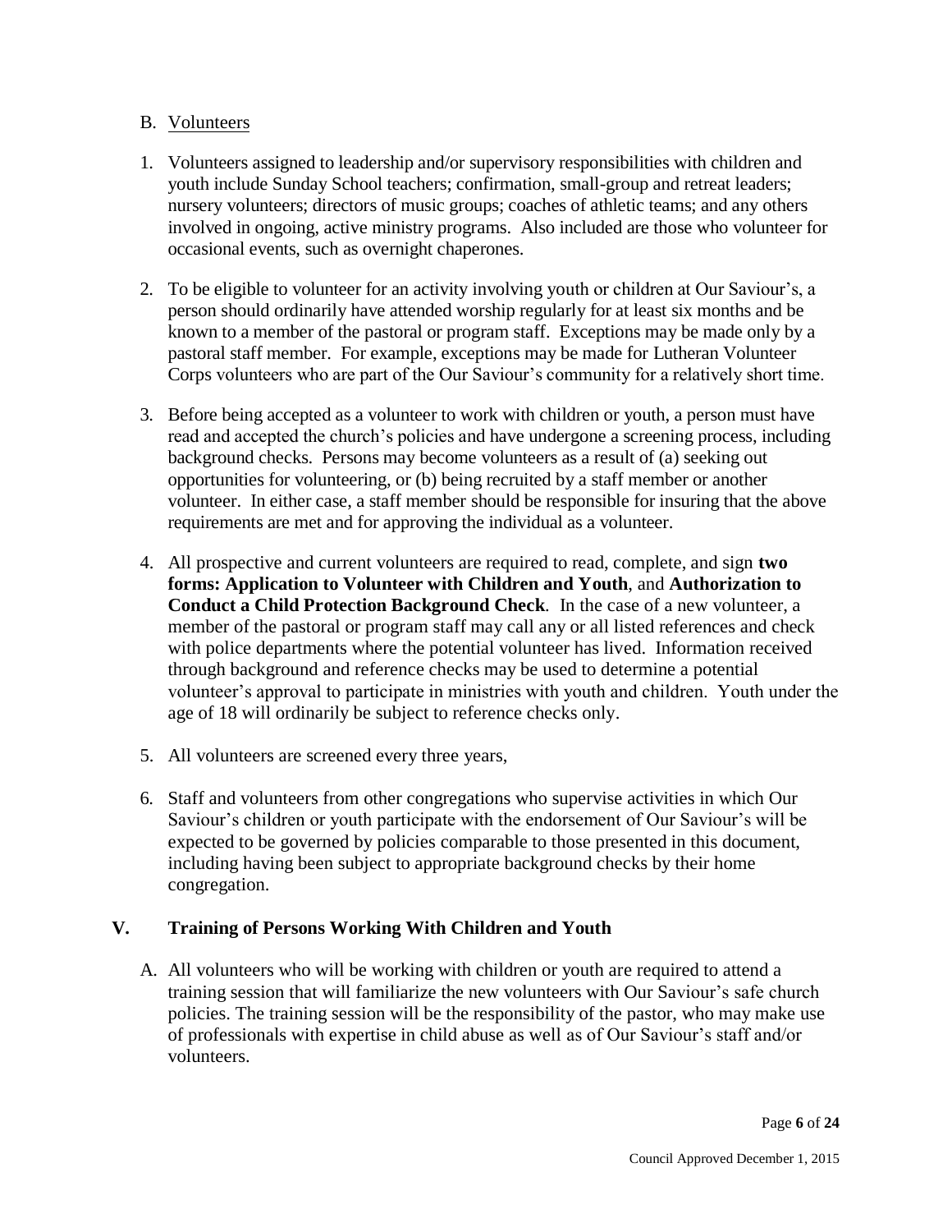B. <u>Volunteers</u>

1. Volunteers assigned to leadership and/or supervisory responsibilities with children and youth include Sunday School teachers; confirmation, small-group and retreat leaders; nursery volunteers; directors of music groups; coaches of athletic teams; and any others involved in ongoing, active ministry programs. Also included are those who volunteer for occasional events, such as overnight chaperones.

2. To be eligible to volunteer for an activity involving youth or children at Our Saviour's, a person should ordinarily have attended worship regularly for at least six months and be known to a member of the pastoral or program staff. Exceptions may be made only by a pastoral staff member. For example, exceptions may be made for Lutheran Volunteer Corps volunteers who are part of the Our Saviour's community for a relatively short time.

3. Before being accepted as a volunteer to work with children or youth, a person must have read and accepted the church's policies and have undergone a screening process, including background checks. Persons may become volunteers as a result of (a) seeking out opportunities for volunteering, or (b) being recruited by a staff member or another volunteer. In either case, a staff member should be responsible for insuring that the above requirements are met and for approving the individual as a volunteer.

4. All prospective and current volunteers are required to read, complete, and sign **two forms: Application to Volunteer with Children and Youth**, and **Authorization to Conduct a Child Protection Background Check**. In the case of a new volunteer, a member of the pastoral or program staff may call any or all listed references and check with police departments where the potential volunteer has lived. Information received through background and reference checks may be used to determine a potential volunteer's approval to participate in ministries with youth and children. Youth under the age of 18 will ordinarily be subject to reference checks only.

5. All volunteers are screened every three years,

6. Staff and volunteers from other congregations who supervise activities in which Our Saviour's children or youth participate with the endorsement of Our Saviour's will be expected to be governed by policies comparable to those presented in this document, including having been subject to appropriate background checks by their home congregation.

## V. Training of Persons Working With Children and Youth

A. All volunteers who will be working with children or youth are required to attend a training session that will familiarize the new volunteers with Our Saviour's safe church policies. The training session will be the responsibility of the pastor, who may make use of professionals with expertise in child abuse as well as of Our Saviour's staff and/or volunteers.

Council Approved December 1, 2015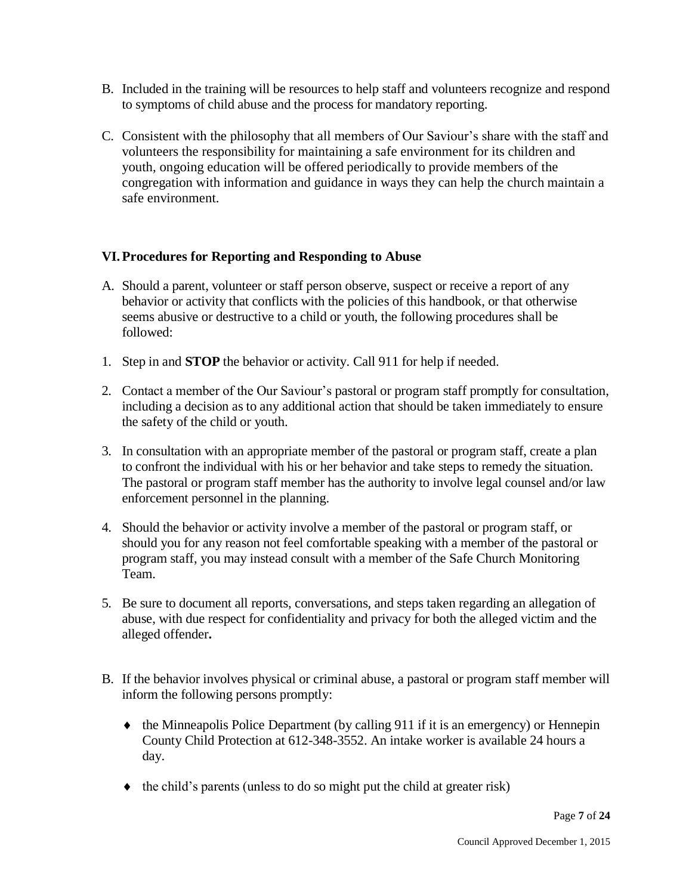B. Included in the training will be resources to help staff and volunteers recognize and respond to symptoms of child abuse and the process for mandatory reporting.

C. Consistent with the philosophy that all members of Our Saviour's share with the staff and volunteers the responsibility for maintaining a safe environment for its children and youth, ongoing education will be offered periodically to provide members of the congregation with information and guidance in ways they can help the church maintain a safe environment.

## VI. Procedures for Reporting and Responding to Abuse

A. Should a parent, volunteer or staff person observe, suspect or receive a report of any behavior or activity that conflicts with the policies of this handbook, or that otherwise seems abusive or destructive to a child or youth, the following procedures shall be followed:

1. Step in and **STOP** the behavior or activity. Call 911 for help if needed.

2. Contact a member of the Our Saviour's pastoral or program staff promptly for consultation, including a decision as to any additional action that should be taken immediately to ensure the safety of the child or youth.

3. In consultation with an appropriate member of the pastoral or program staff, create a plan to confront the individual with his or her behavior and take steps to remedy the situation. The pastoral or program staff member has the authority to involve legal counsel and/or law enforcement personnel in the planning.

4. Should the behavior or activity involve a member of the pastoral or program staff, or should you for any reason not feel comfortable speaking with a member of the pastoral or program staff, you may instead consult with a member of the Safe Church Monitoring Team.

5. Be sure to document all reports, conversations, and steps taken regarding an allegation of abuse, with due respect for confidentiality and privacy for both the alleged victim and the alleged offender**.**

B. If the behavior involves physical or criminal abuse, a pastoral or program staff member will inform the following persons promptly:

- the Minneapolis Police Department (by calling 911 if it is an emergency) or Hennepin County Child Protection at 612-348-3552. An intake worker is available 24 hours a day.
- the child's parents (unless to do so might put the child at greater risk)

Council Approved December 1, 2015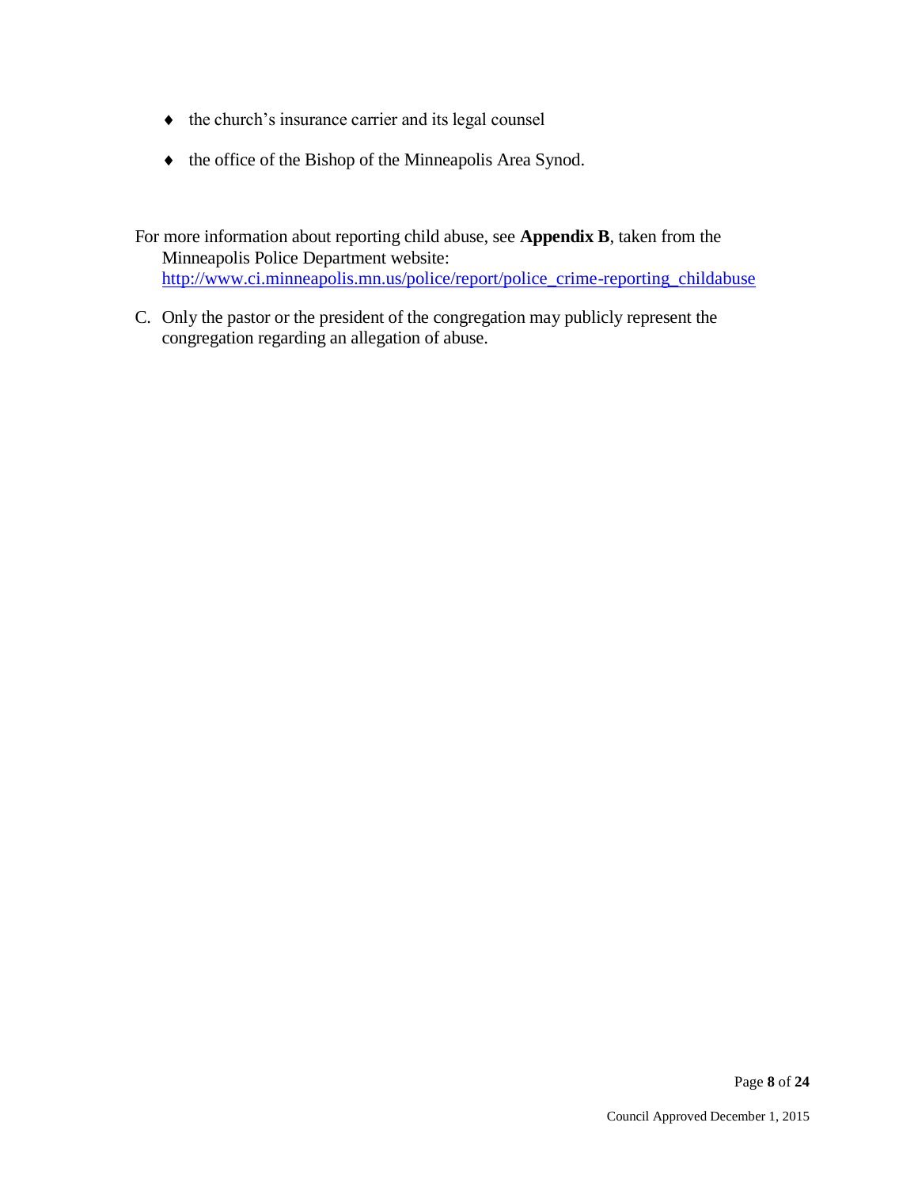- the church's insurance carrier and its legal counsel
- the office of the Bishop of the Minneapolis Area Synod.

For more information about reporting child abuse, see **Appendix B**, taken from the Minneapolis Police Department website: [http://www.ci.minneapolis.mn.us/police/report/police_crime-reporting_childabuse](http://www.ci.minneapolis.mn.us/police/report/police_crime-reporting_childabuse)

C. Only the pastor or the president of the congregation may publicly represent the congregation regarding an allegation of abuse.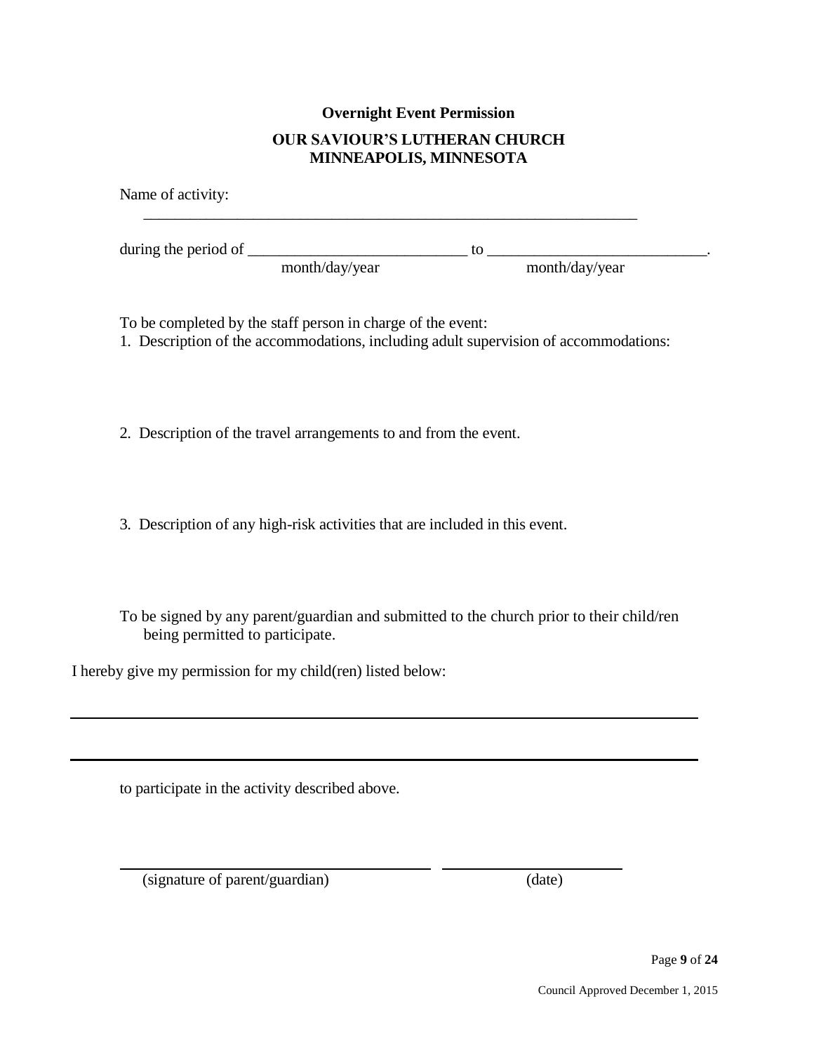**Overnight Event Permission**

**OUR SAVIOUR'S LUTHERAN CHURCH**
**MINNEAPOLIS, MINNESOTA**

Name of activity:

_______________________________________________________________

during the period of ___________________________ to ___________________________.
month/day/year month/day/year

To be completed by the staff person in charge of the event:

1. Description of the accommodations, including adult supervision of accommodations:

2. Description of the travel arrangements to and from the event.

3. Description of any high-risk activities that are included in this event.

To be signed by any parent/guardian and submitted to the church prior to their child/ren being permitted to participate.

I hereby give my permission for my child(ren) listed below:

_______________________________________________________________

_______________________________________________________________

to participate in the activity described above.

_______________________________ _______________________

(signature of parent/guardian) (date)

Council Approved December 1, 2015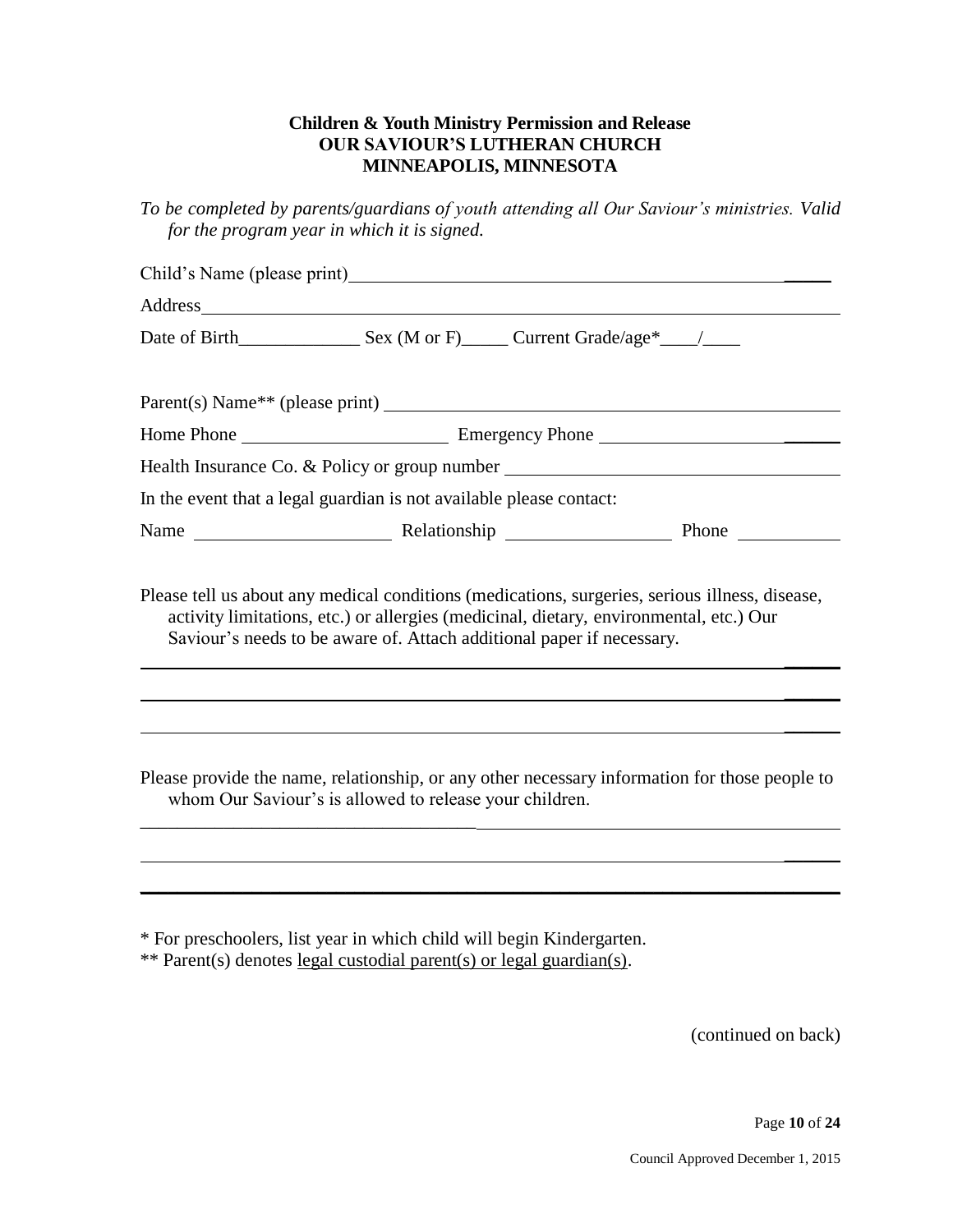**Children & Youth Ministry Permission and Release**
**OUR SAVIOUR'S LUTHERAN CHURCH**
**MINNEAPOLIS, MINNESOTA**

*To be completed by parents/guardians of youth attending all Our Saviour's ministries. Valid for the program year in which it is signed.*

Child's Name (please print)\_\_\_\_\_\_\_\_\_\_\_\_\_\_\_\_\_\_\_\_\_\_\_\_\_\_\_\_\_\_\_\_\_\_\_\_\_\_\_\_\_\_\_\_\_\_\_\_

Address\_\_\_\_\_\_\_\_\_\_\_\_\_\_\_\_\_\_\_\_\_\_\_\_\_\_\_\_\_\_\_\_\_\_\_\_\_\_\_\_\_\_\_\_\_\_\_\_\_\_\_\_\_\_\_\_\_\_\_\_\_\_

Date of Birth\_\_\_\_\_\_\_\_\_\_\_\_\_ Sex (M or F)\_\_\_\_\_ Current Grade/age*\_\_\_\_/\_\_\_\_

Parent(s) Name** (please print) \_\_\_\_\_\_\_\_\_\_\_\_\_\_\_\_\_\_\_\_\_\_\_\_\_\_\_\_\_\_\_\_\_\_\_\_\_\_\_\_\_\_\_\_\_\_

Home Phone \_\_\_\_\_\_\_\_\_\_\_\_\_\_\_\_\_\_\_\_\_\_ Emergency Phone \_\_\_\_\_\_\_\_\_\_\_\_\_\_\_\_\_\_\_\_\_\_\_\_\_\_

Health Insurance Co. & Policy or group number \_\_\_\_\_\_\_\_\_\_\_\_\_\_\_\_\_\_\_\_\_\_\_\_\_\_\_\_\_\_\_\_\_\_\_

In the event that a legal guardian is not available please contact:

Name \_\_\_\_\_\_\_\_\_\_\_\_\_\_\_\_\_\_\_\_\_ Relationship \_\_\_\_\_\_\_\_\_\_\_\_\_\_\_\_\_\_ Phone \_\_\_\_\_\_\_\_\_\_\_

Please tell us about any medical conditions (medications, surgeries, serious illness, disease, activity limitations, etc.) or allergies (medicinal, dietary, environmental, etc.) Our Saviour's needs to be aware of. Attach additional paper if necessary.

\_\_\_\_\_\_\_\_\_\_\_\_\_\_\_\_\_\_\_\_\_\_\_\_\_\_\_\_\_\_\_\_\_\_\_\_\_\_\_\_\_\_\_\_\_\_\_\_\_\_\_\_\_\_\_\_\_\_\_\_\_\_\_\_\_\_\_\_\_\_\_\_

\_\_\_\_\_\_\_\_\_\_\_\_\_\_\_\_\_\_\_\_\_\_\_\_\_\_\_\_\_\_\_\_\_\_\_\_\_\_\_\_\_\_\_\_\_\_\_\_\_\_\_\_\_\_\_\_\_\_\_\_\_\_\_\_\_\_\_\_\_\_\_\_

\_\_\_\_\_\_\_\_\_\_\_\_\_\_\_\_\_\_\_\_\_\_\_\_\_\_\_\_\_\_\_\_\_\_\_\_\_\_\_\_\_\_\_\_\_\_\_\_\_\_\_\_\_\_\_\_\_\_\_\_\_\_\_\_\_\_\_\_\_\_\_\_

Please provide the name, relationship, or any other necessary information for those people to whom Our Saviour's is allowed to release your children.

\_\_\_\_\_\_\_\_\_\_\_\_\_\_\_\_\_\_\_\_\_\_\_\_\_\_\_\_\_\_\_\_\_\_\_\_\_\_\_\_\_\_\_\_\_\_\_\_\_\_\_\_\_\_\_\_\_\_\_\_\_\_\_\_\_\_\_\_\_\_\_\_

\_\_\_\_\_\_\_\_\_\_\_\_\_\_\_\_\_\_\_\_\_\_\_\_\_\_\_\_\_\_\_\_\_\_\_\_\_\_\_\_\_\_\_\_\_\_\_\_\_\_\_\_\_\_\_\_\_\_\_\_\_\_\_\_\_\_\_\_\_\_\_\_

\_\_\_\_\_\_\_\_\_\_\_\_\_\_\_\_\_\_\_\_\_\_\_\_\_\_\_\_\_\_\_\_\_\_\_\_\_\_\_\_\_\_\_\_\_\_\_\_\_\_\_\_\_\_\_\_\_\_\_\_\_\_\_\_\_\_\_\_\_\_\_\_

\* For preschoolers, list year in which child will begin Kindergarten.

\** Parent(s) denotes <u>legal custodial parent(s) or legal guardian(s)</u>.

(continued on back)

Council Approved December 1, 2015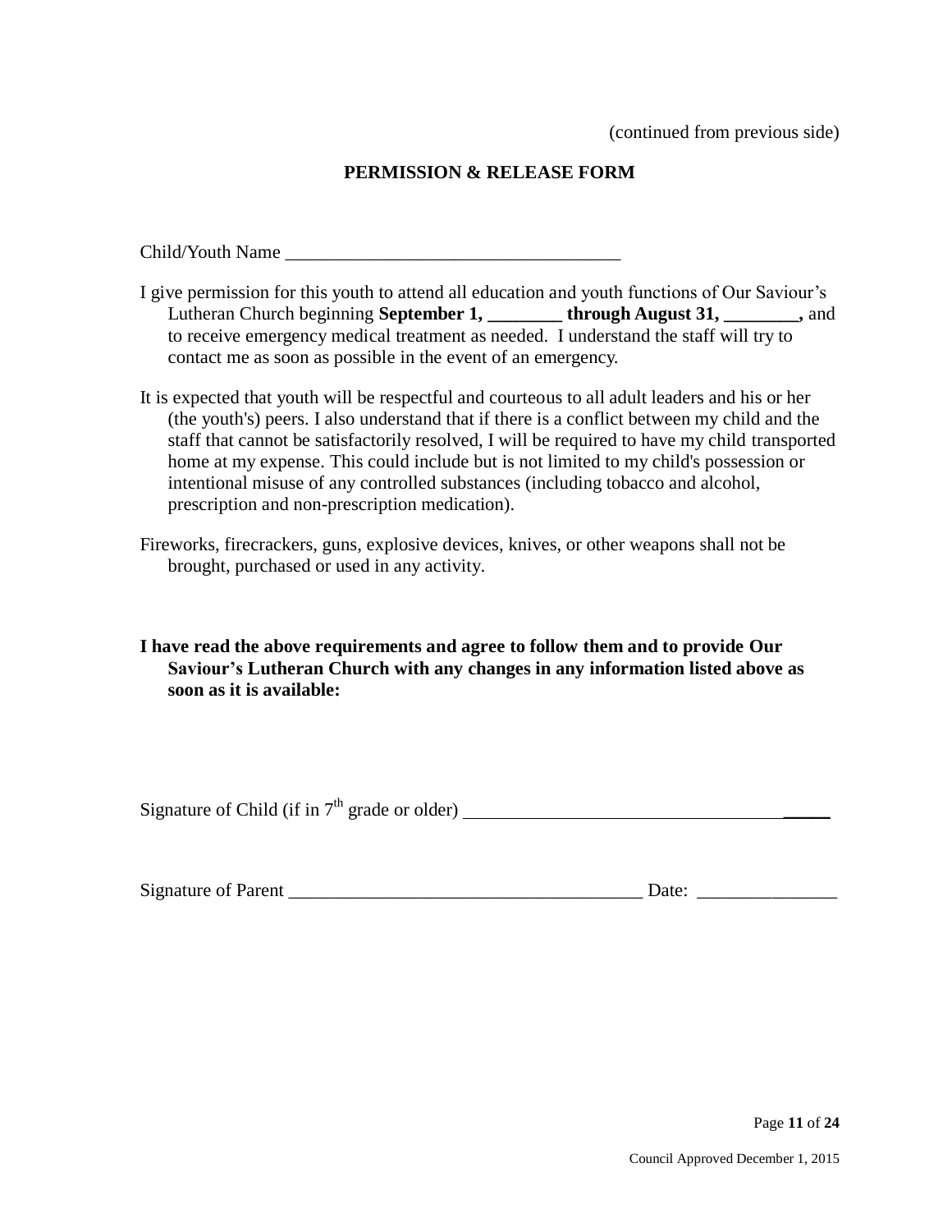(continued from previous side)

## PERMISSION & RELEASE FORM

Child/Youth Name ___________________________________

I give permission for this youth to attend all education and youth functions of Our Saviour's Lutheran Church beginning **September 1, ________ through August 31, ________,** and to receive emergency medical treatment as needed. I understand the staff will try to contact me as soon as possible in the event of an emergency.

It is expected that youth will be respectful and courteous to all adult leaders and his or her (the youth's) peers. I also understand that if there is a conflict between my child and the staff that cannot be satisfactorily resolved, I will be required to have my child transported home at my expense. This could include but is not limited to my child's possession or intentional misuse of any controlled substances (including tobacco and alcohol, prescription and non-prescription medication).

Fireworks, firecrackers, guns, explosive devices, knives, or other weapons shall not be brought, purchased or used in any activity.

**I have read the above requirements and agree to follow them and to provide Our Saviour's Lutheran Church with any changes in any information listed above as soon as it is available:**

Signature of Child (if in 7th grade or older) ________________________________________

Signature of Parent ______________________________________ Date: _______________

Council Approved December 1, 2015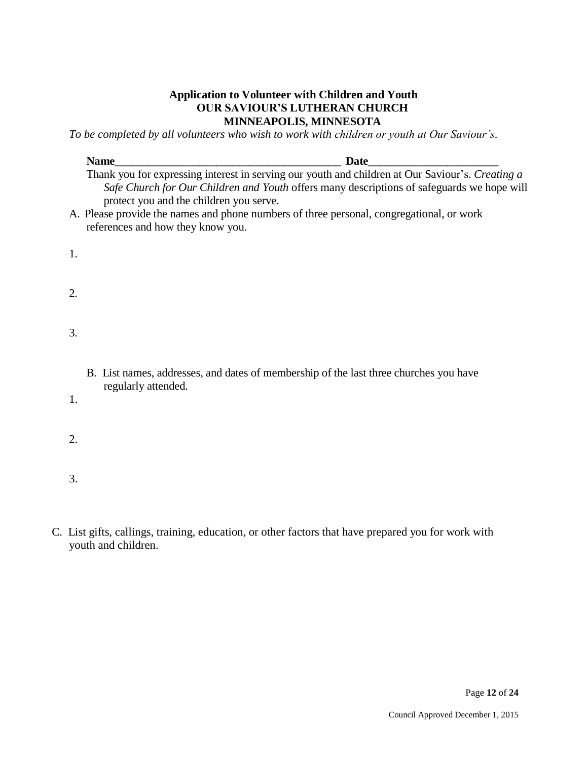**Application to Volunteer with Children and Youth**
**OUR SAVIOUR'S LUTHERAN CHURCH**
**MINNEAPOLIS, MINNESOTA**

*To be completed by all volunteers who wish to work with children or youth at Our Saviour's.*

**Name_________________________________________ Date______________________**

Thank you for expressing interest in serving our youth and children at Our Saviour's. *Creating a Safe Church for Our Children and Youth* offers many descriptions of safeguards we hope will protect you and the children you serve.

A. Please provide the names and phone numbers of three personal, congregational, or work references and how they know you.

1.

2.

3.

B. List names, addresses, and dates of membership of the last three churches you have regularly attended.

1.

2.

3.

C. List gifts, callings, training, education, or other factors that have prepared you for work with youth and children.

Council Approved December 1, 2015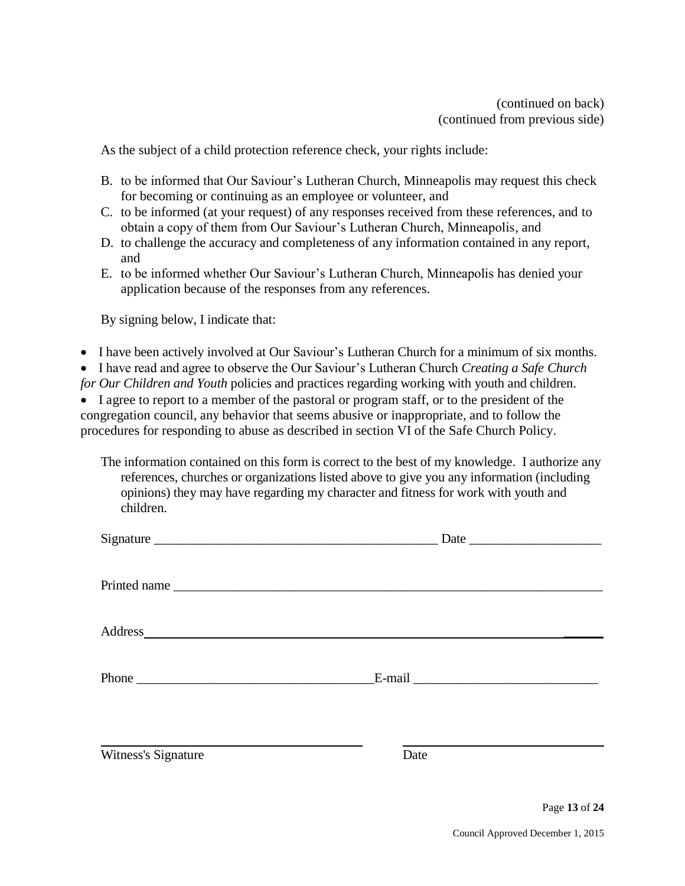(continued on back)
(continued from previous side)

As the subject of a child protection reference check, your rights include:

B. to be informed that Our Saviour's Lutheran Church, Minneapolis may request this check for becoming or continuing as an employee or volunteer, and
C. to be informed (at your request) of any responses received from these references, and to obtain a copy of them from Our Saviour's Lutheran Church, Minneapolis, and
D. to challenge the accuracy and completeness of any information contained in any report, and
E. to be informed whether Our Saviour's Lutheran Church, Minneapolis has denied your application because of the responses from any references.

By signing below, I indicate that:

- I have been actively involved at Our Saviour's Lutheran Church for a minimum of six months.
- I have read and agree to observe the Our Saviour's Lutheran Church *Creating a Safe Church for Our Children and Youth* policies and practices regarding working with youth and children.
- I agree to report to a member of the pastoral or program staff, or to the president of the congregation council, any behavior that seems abusive or inappropriate, and to follow the procedures for responding to abuse as described in section VI of the Safe Church Policy.

The information contained on this form is correct to the best of my knowledge. I authorize any references, churches or organizations listed above to give you any information (including opinions) they may have regarding my character and fitness for work with youth and children.

Signature ___________________________________________ Date ___________________

Printed name ______________________________________________________________

Address ___________________________________________________________________

Phone ___________________________________ E-mail ___________________________

_______________________________________ ______________________________

Witness's Signature Date

Council Approved December 1, 2015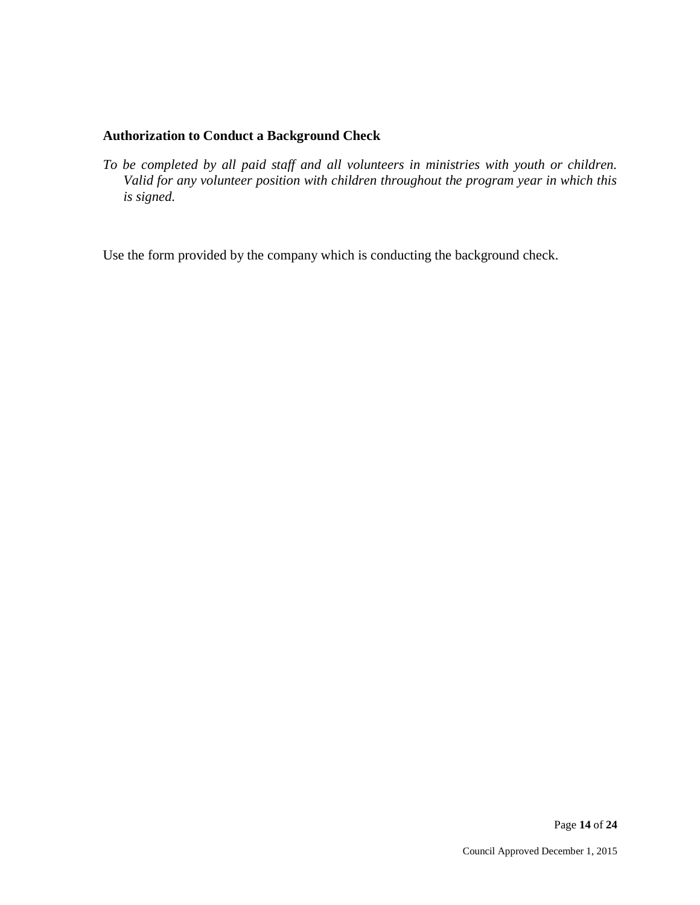### Authorization to Conduct a Background Check

*To be completed by all paid staff and all volunteers in ministries with youth or children. Valid for any volunteer position with children throughout the program year in which this is signed.*

Use the form provided by the company which is conducting the background check.

Council Approved December 1, 2015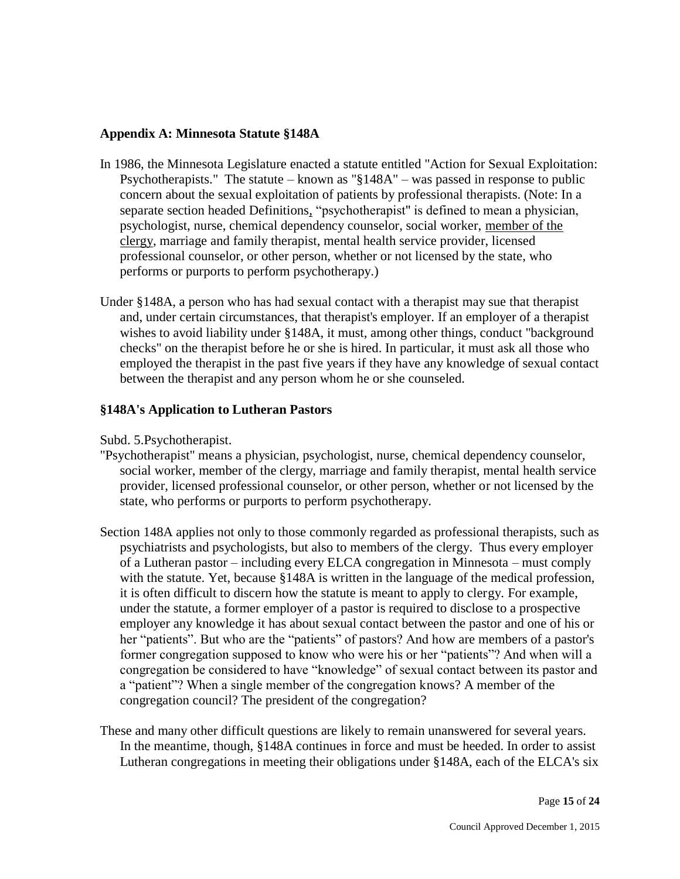### Appendix A: Minnesota Statute §148A

In 1986, the Minnesota Legislature enacted a statute entitled "Action for Sexual Exploitation: Psychotherapists." The statute – known as "§148A" – was passed in response to public concern about the sexual exploitation of patients by professional therapists. (Note: In a separate section headed Definitions, "psychotherapist" is defined to mean a physician, psychologist, nurse, chemical dependency counselor, social worker, member of the clergy, marriage and family therapist, mental health service provider, licensed professional counselor, or other person, whether or not licensed by the state, who performs or purports to perform psychotherapy.)

Under §148A, a person who has had sexual contact with a therapist may sue that therapist and, under certain circumstances, that therapist's employer. If an employer of a therapist wishes to avoid liability under §148A, it must, among other things, conduct "background checks" on the therapist before he or she is hired. In particular, it must ask all those who employed the therapist in the past five years if they have any knowledge of sexual contact between the therapist and any person whom he or she counseled.

### §148A's Application to Lutheran Pastors

Subd. 5.Psychotherapist.

"Psychotherapist" means a physician, psychologist, nurse, chemical dependency counselor, social worker, member of the clergy, marriage and family therapist, mental health service provider, licensed professional counselor, or other person, whether or not licensed by the state, who performs or purports to perform psychotherapy.

Section 148A applies not only to those commonly regarded as professional therapists, such as psychiatrists and psychologists, but also to members of the clergy. Thus every employer of a Lutheran pastor – including every ELCA congregation in Minnesota – must comply with the statute. Yet, because §148A is written in the language of the medical profession, it is often difficult to discern how the statute is meant to apply to clergy. For example, under the statute, a former employer of a pastor is required to disclose to a prospective employer any knowledge it has about sexual contact between the pastor and one of his or her "patients". But who are the "patients" of pastors? And how are members of a pastor's former congregation supposed to know who were his or her "patients"? And when will a congregation be considered to have "knowledge" of sexual contact between its pastor and a "patient"? When a single member of the congregation knows? A member of the congregation council? The president of the congregation?

These and many other difficult questions are likely to remain unanswered for several years. In the meantime, though, §148A continues in force and must be heeded. In order to assist Lutheran congregations in meeting their obligations under §148A, each of the ELCA's six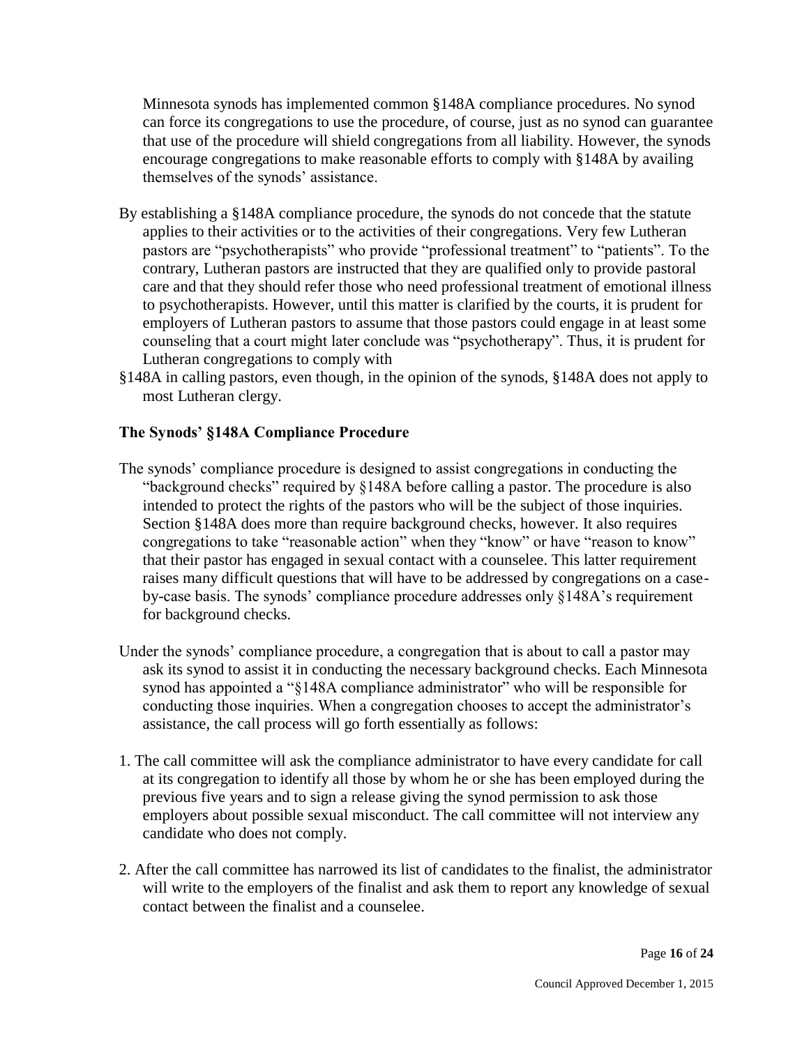Minnesota synods has implemented common §148A compliance procedures. No synod can force its congregations to use the procedure, of course, just as no synod can guarantee that use of the procedure will shield congregations from all liability. However, the synods encourage congregations to make reasonable efforts to comply with §148A by availing themselves of the synods' assistance.

By establishing a §148A compliance procedure, the synods do not concede that the statute applies to their activities or to the activities of their congregations. Very few Lutheran pastors are "psychotherapists" who provide "professional treatment" to "patients". To the contrary, Lutheran pastors are instructed that they are qualified only to provide pastoral care and that they should refer those who need professional treatment of emotional illness to psychotherapists. However, until this matter is clarified by the courts, it is prudent for employers of Lutheran pastors to assume that those pastors could engage in at least some counseling that a court might later conclude was "psychotherapy". Thus, it is prudent for Lutheran congregations to comply with §148A in calling pastors, even though, in the opinion of the synods, §148A does not apply to most Lutheran clergy.

### The Synods' §148A Compliance Procedure

The synods' compliance procedure is designed to assist congregations in conducting the "background checks" required by §148A before calling a pastor. The procedure is also intended to protect the rights of the pastors who will be the subject of those inquiries. Section §148A does more than require background checks, however. It also requires congregations to take "reasonable action" when they "know" or have "reason to know" that their pastor has engaged in sexual contact with a counselee. This latter requirement raises many difficult questions that will have to be addressed by congregations on a case-by-case basis. The synods' compliance procedure addresses only §148A's requirement for background checks.

Under the synods' compliance procedure, a congregation that is about to call a pastor may ask its synod to assist it in conducting the necessary background checks. Each Minnesota synod has appointed a "§148A compliance administrator" who will be responsible for conducting those inquiries. When a congregation chooses to accept the administrator's assistance, the call process will go forth essentially as follows:

1. The call committee will ask the compliance administrator to have every candidate for call at its congregation to identify all those by whom he or she has been employed during the previous five years and to sign a release giving the synod permission to ask those employers about possible sexual misconduct. The call committee will not interview any candidate who does not comply.

2. After the call committee has narrowed its list of candidates to the finalist, the administrator will write to the employers of the finalist and ask them to report any knowledge of sexual contact between the finalist and a counselee.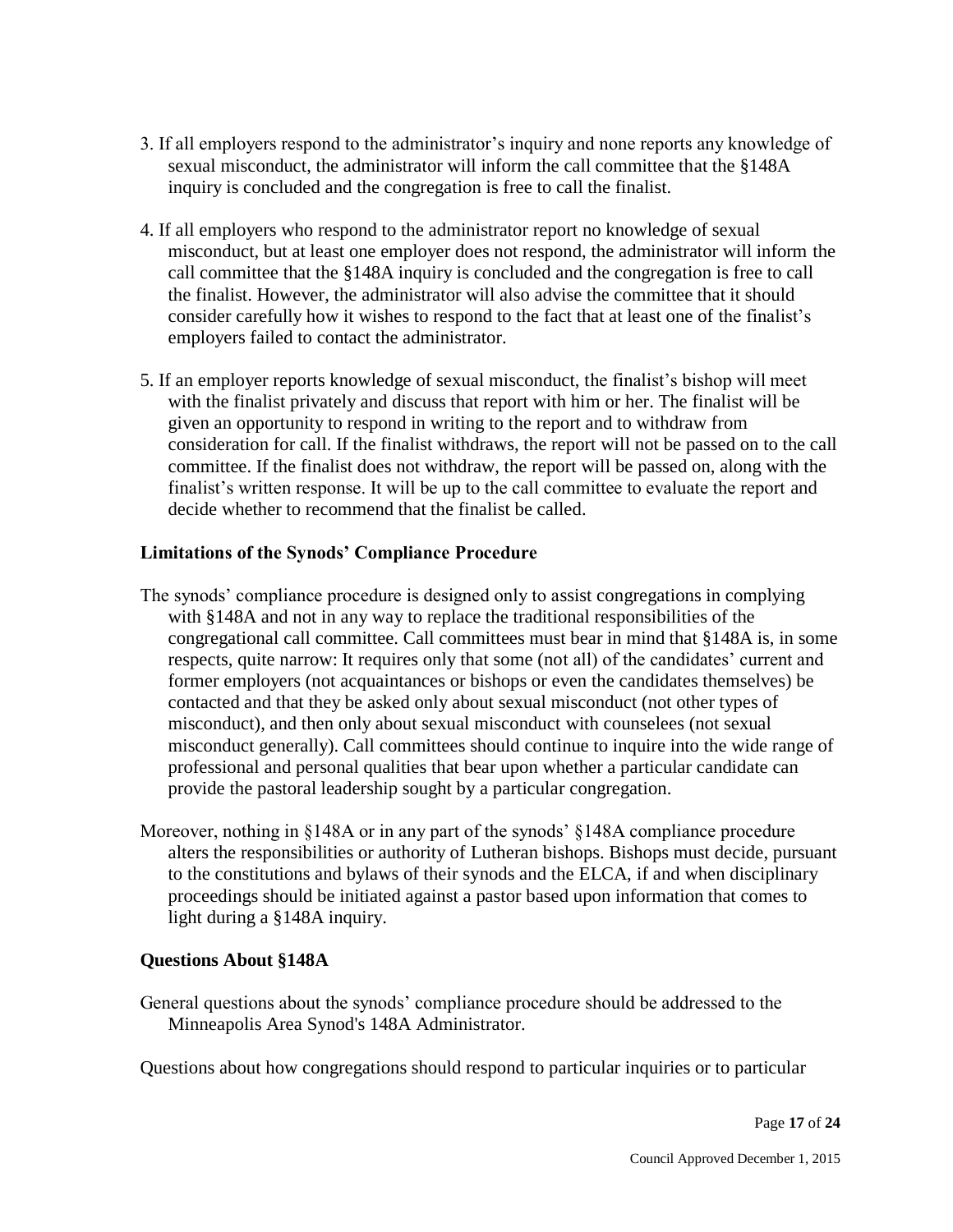3. If all employers respond to the administrator's inquiry and none reports any knowledge of sexual misconduct, the administrator will inform the call committee that the §148A inquiry is concluded and the congregation is free to call the finalist.

4. If all employers who respond to the administrator report no knowledge of sexual misconduct, but at least one employer does not respond, the administrator will inform the call committee that the §148A inquiry is concluded and the congregation is free to call the finalist. However, the administrator will also advise the committee that it should consider carefully how it wishes to respond to the fact that at least one of the finalist's employers failed to contact the administrator.

5. If an employer reports knowledge of sexual misconduct, the finalist's bishop will meet with the finalist privately and discuss that report with him or her. The finalist will be given an opportunity to respond in writing to the report and to withdraw from consideration for call. If the finalist withdraws, the report will not be passed on to the call committee. If the finalist does not withdraw, the report will be passed on, along with the finalist's written response. It will be up to the call committee to evaluate the report and decide whether to recommend that the finalist be called.

### Limitations of the Synods' Compliance Procedure

The synods' compliance procedure is designed only to assist congregations in complying with §148A and not in any way to replace the traditional responsibilities of the congregational call committee. Call committees must bear in mind that §148A is, in some respects, quite narrow: It requires only that some (not all) of the candidates' current and former employers (not acquaintances or bishops or even the candidates themselves) be contacted and that they be asked only about sexual misconduct (not other types of misconduct), and then only about sexual misconduct with counselees (not sexual misconduct generally). Call committees should continue to inquire into the wide range of professional and personal qualities that bear upon whether a particular candidate can provide the pastoral leadership sought by a particular congregation.

Moreover, nothing in §148A or in any part of the synods' §148A compliance procedure alters the responsibilities or authority of Lutheran bishops. Bishops must decide, pursuant to the constitutions and bylaws of their synods and the ELCA, if and when disciplinary proceedings should be initiated against a pastor based upon information that comes to light during a §148A inquiry.

### Questions About §148A

General questions about the synods' compliance procedure should be addressed to the Minneapolis Area Synod's 148A Administrator.

Questions about how congregations should respond to particular inquiries or to particular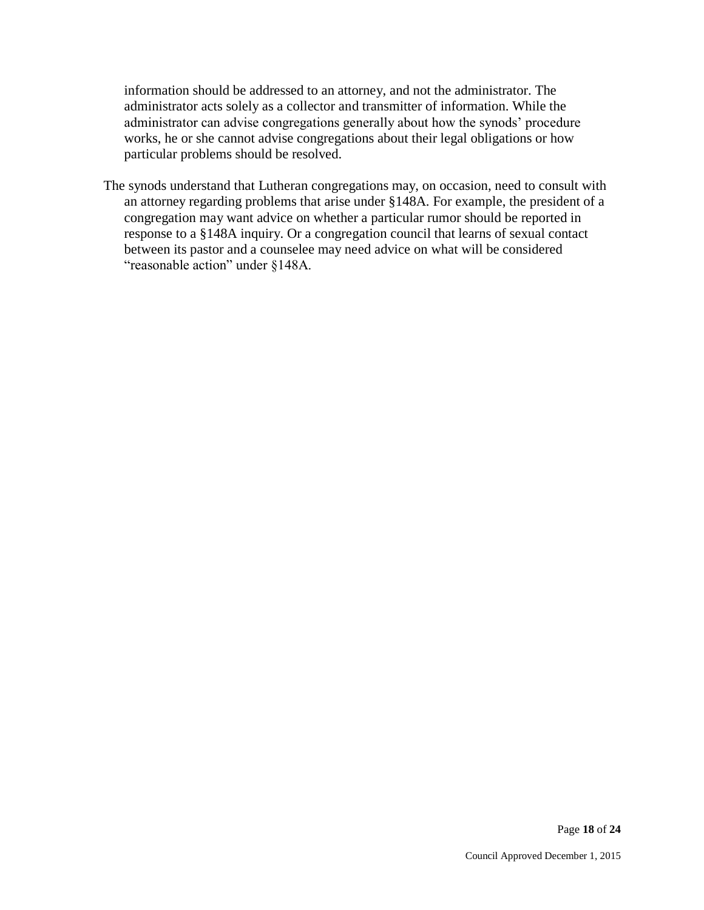information should be addressed to an attorney, and not the administrator. The administrator acts solely as a collector and transmitter of information. While the administrator can advise congregations generally about how the synods' procedure works, he or she cannot advise congregations about their legal obligations or how particular problems should be resolved.

The synods understand that Lutheran congregations may, on occasion, need to consult with an attorney regarding problems that arise under §148A. For example, the president of a congregation may want advice on whether a particular rumor should be reported in response to a §148A inquiry. Or a congregation council that learns of sexual contact between its pastor and a counselee may need advice on what will be considered "reasonable action" under §148A.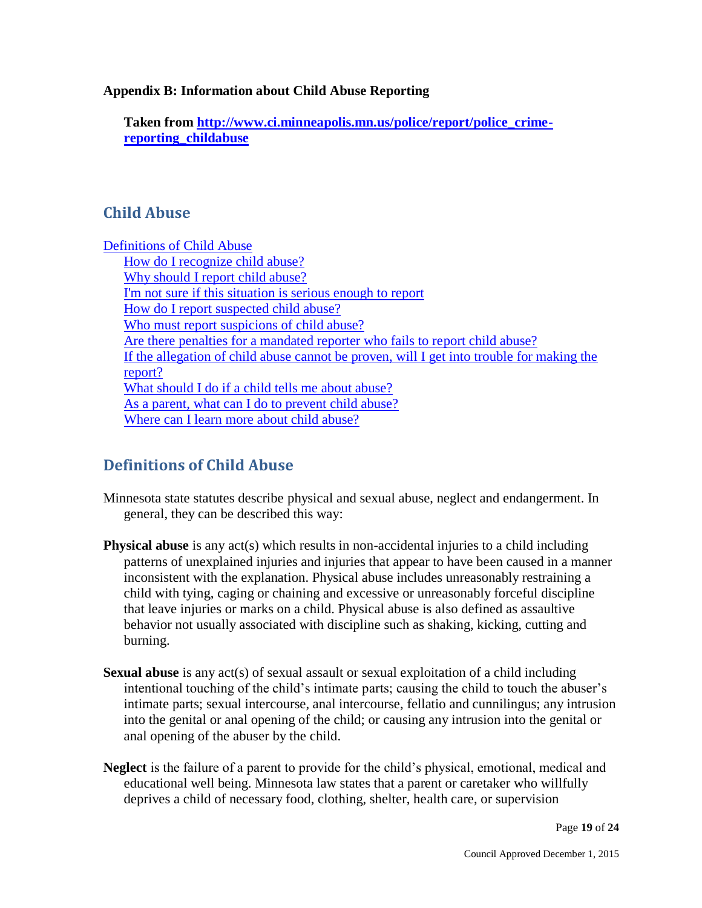**Appendix B: Information about Child Abuse Reporting**

**Taken from [http://www.ci.minneapolis.mn.us/police/report/police_crime-reporting_childabuse](http://www.ci.minneapolis.mn.us/police/report/police_crime-reporting_childabuse)**

## Child Abuse

Definitions of Child Abuse

- How do I recognize child abuse?
- Why should I report child abuse?
- I'm not sure if this situation is serious enough to report
- How do I report suspected child abuse?
- Who must report suspicions of child abuse?
- Are there penalties for a mandated reporter who fails to report child abuse?
- If the allegation of child abuse cannot be proven, will I get into trouble for making the report?
- What should I do if a child tells me about abuse?
- As a parent, what can I do to prevent child abuse?
- Where can I learn more about child abuse?

## Definitions of Child Abuse

Minnesota state statutes describe physical and sexual abuse, neglect and endangerment. In general, they can be described this way:

**Physical abuse** is any act(s) which results in non-accidental injuries to a child including patterns of unexplained injuries and injuries that appear to have been caused in a manner inconsistent with the explanation. Physical abuse includes unreasonably restraining a child with tying, caging or chaining and excessive or unreasonably forceful discipline that leave injuries or marks on a child. Physical abuse is also defined as assaultive behavior not usually associated with discipline such as shaking, kicking, cutting and burning.

**Sexual abuse** is any act(s) of sexual assault or sexual exploitation of a child including intentional touching of the child's intimate parts; causing the child to touch the abuser's intimate parts; sexual intercourse, anal intercourse, fellatio and cunnilingus; any intrusion into the genital or anal opening of the child; or causing any intrusion into the genital or anal opening of the abuser by the child.

**Neglect** is the failure of a parent to provide for the child's physical, emotional, medical and educational well being. Minnesota law states that a parent or caretaker who willfully deprives a child of necessary food, clothing, shelter, health care, or supervision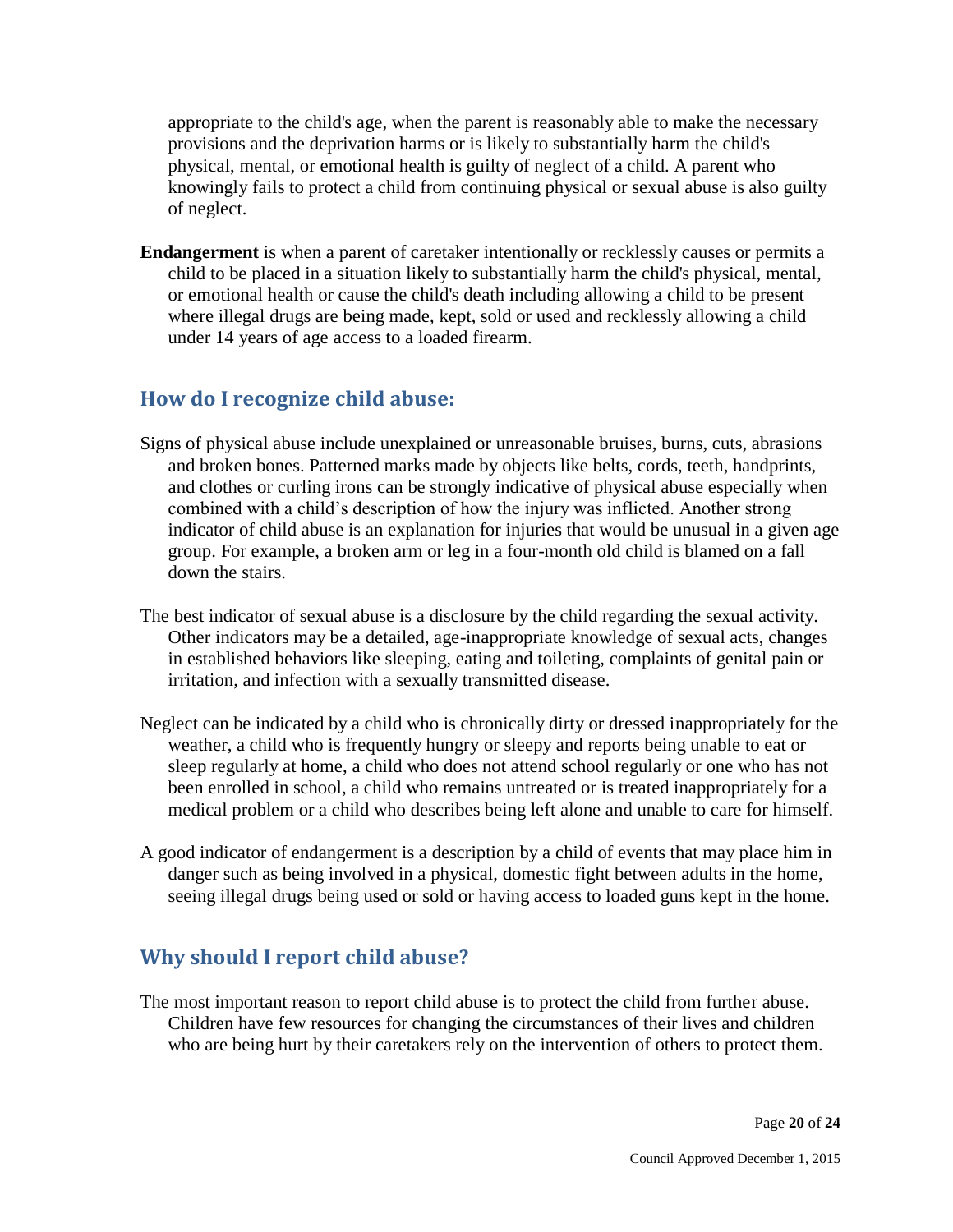appropriate to the child's age, when the parent is reasonably able to make the necessary provisions and the deprivation harms or is likely to substantially harm the child's physical, mental, or emotional health is guilty of neglect of a child. A parent who knowingly fails to protect a child from continuing physical or sexual abuse is also guilty of neglect.

**Endangerment** is when a parent of caretaker intentionally or recklessly causes or permits a child to be placed in a situation likely to substantially harm the child's physical, mental, or emotional health or cause the child's death including allowing a child to be present where illegal drugs are being made, kept, sold or used and recklessly allowing a child under 14 years of age access to a loaded firearm.

## How do I recognize child abuse:

Signs of physical abuse include unexplained or unreasonable bruises, burns, cuts, abrasions and broken bones. Patterned marks made by objects like belts, cords, teeth, handprints, and clothes or curling irons can be strongly indicative of physical abuse especially when combined with a child's description of how the injury was inflicted. Another strong indicator of child abuse is an explanation for injuries that would be unusual in a given age group. For example, a broken arm or leg in a four-month old child is blamed on a fall down the stairs.

The best indicator of sexual abuse is a disclosure by the child regarding the sexual activity. Other indicators may be a detailed, age-inappropriate knowledge of sexual acts, changes in established behaviors like sleeping, eating and toileting, complaints of genital pain or irritation, and infection with a sexually transmitted disease.

Neglect can be indicated by a child who is chronically dirty or dressed inappropriately for the weather, a child who is frequently hungry or sleepy and reports being unable to eat or sleep regularly at home, a child who does not attend school regularly or one who has not been enrolled in school, a child who remains untreated or is treated inappropriately for a medical problem or a child who describes being left alone and unable to care for himself.

A good indicator of endangerment is a description by a child of events that may place him in danger such as being involved in a physical, domestic fight between adults in the home, seeing illegal drugs being used or sold or having access to loaded guns kept in the home.

## Why should I report child abuse?

The most important reason to report child abuse is to protect the child from further abuse. Children have few resources for changing the circumstances of their lives and children who are being hurt by their caretakers rely on the intervention of others to protect them.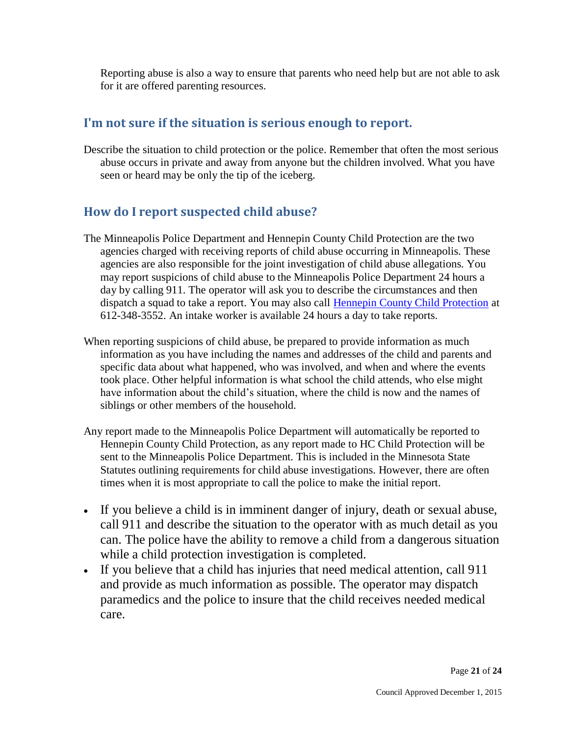Reporting abuse is also a way to ensure that parents who need help but are not able to ask for it are offered parenting resources.

## I'm not sure if the situation is serious enough to report.

Describe the situation to child protection or the police. Remember that often the most serious abuse occurs in private and away from anyone but the children involved. What you have seen or heard may be only the tip of the iceberg.

## How do I report suspected child abuse?

The Minneapolis Police Department and Hennepin County Child Protection are the two agencies charged with receiving reports of child abuse occurring in Minneapolis. These agencies are also responsible for the joint investigation of child abuse allegations. You may report suspicions of child abuse to the Minneapolis Police Department 24 hours a day by calling 911. The operator will ask you to describe the circumstances and then dispatch a squad to take a report. You may also call Hennepin County Child Protection at 612-348-3552. An intake worker is available 24 hours a day to take reports.

When reporting suspicions of child abuse, be prepared to provide information as much information as you have including the names and addresses of the child and parents and specific data about what happened, who was involved, and when and where the events took place. Other helpful information is what school the child attends, who else might have information about the child's situation, where the child is now and the names of siblings or other members of the household.

Any report made to the Minneapolis Police Department will automatically be reported to Hennepin County Child Protection, as any report made to HC Child Protection will be sent to the Minneapolis Police Department. This is included in the Minnesota State Statutes outlining requirements for child abuse investigations. However, there are often times when it is most appropriate to call the police to make the initial report.

- If you believe a child is in imminent danger of injury, death or sexual abuse, call 911 and describe the situation to the operator with as much detail as you can. The police have the ability to remove a child from a dangerous situation while a child protection investigation is completed.
- If you believe that a child has injuries that need medical attention, call 911 and provide as much information as possible. The operator may dispatch paramedics and the police to insure that the child receives needed medical care.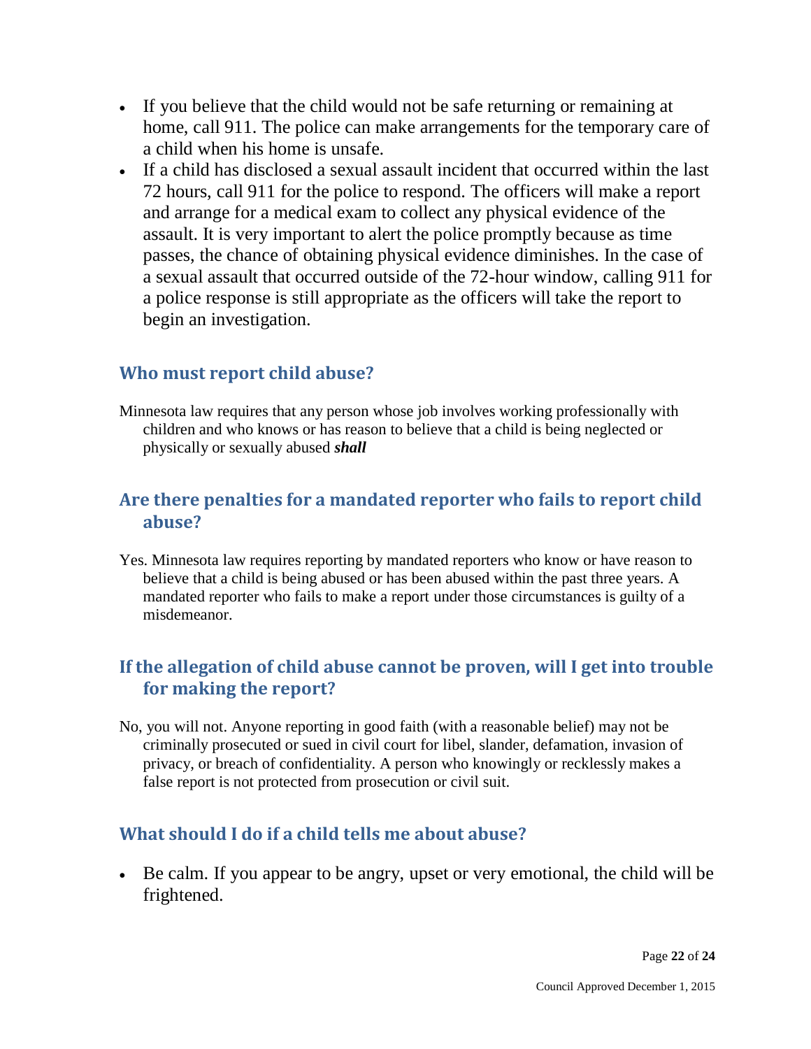- If you believe that the child would not be safe returning or remaining at home, call 911. The police can make arrangements for the temporary care of a child when his home is unsafe.
- If a child has disclosed a sexual assault incident that occurred within the last 72 hours, call 911 for the police to respond. The officers will make a report and arrange for a medical exam to collect any physical evidence of the assault. It is very important to alert the police promptly because as time passes, the chance of obtaining physical evidence diminishes. In the case of a sexual assault that occurred outside of the 72-hour window, calling 911 for a police response is still appropriate as the officers will take the report to begin an investigation.

## Who must report child abuse?

Minnesota law requires that any person whose job involves working professionally with children and who knows or has reason to believe that a child is being neglected or physically or sexually abused ***shall***

## Are there penalties for a mandated reporter who fails to report child abuse?

Yes. Minnesota law requires reporting by mandated reporters who know or have reason to believe that a child is being abused or has been abused within the past three years. A mandated reporter who fails to make a report under those circumstances is guilty of a misdemeanor.

## If the allegation of child abuse cannot be proven, will I get into trouble for making the report?

No, you will not. Anyone reporting in good faith (with a reasonable belief) may not be criminally prosecuted or sued in civil court for libel, slander, defamation, invasion of privacy, or breach of confidentiality. A person who knowingly or recklessly makes a false report is not protected from prosecution or civil suit.

## What should I do if a child tells me about abuse?

- Be calm. If you appear to be angry, upset or very emotional, the child will be frightened.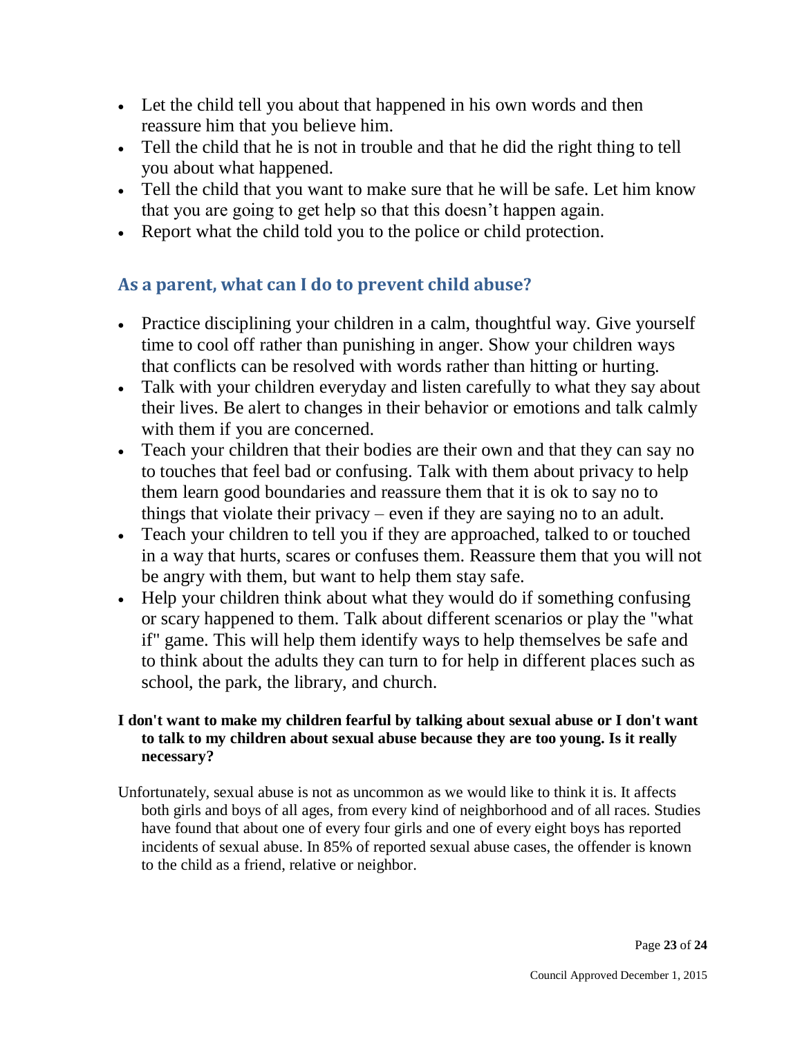- Let the child tell you about that happened in his own words and then reassure him that you believe him.
- Tell the child that he is not in trouble and that he did the right thing to tell you about what happened.
- Tell the child that you want to make sure that he will be safe. Let him know that you are going to get help so that this doesn't happen again.
- Report what the child told you to the police or child protection.

## As a parent, what can I do to prevent child abuse?

- Practice disciplining your children in a calm, thoughtful way. Give yourself time to cool off rather than punishing in anger. Show your children ways that conflicts can be resolved with words rather than hitting or hurting.
- Talk with your children everyday and listen carefully to what they say about their lives. Be alert to changes in their behavior or emotions and talk calmly with them if you are concerned.
- Teach your children that their bodies are their own and that they can say no to touches that feel bad or confusing. Talk with them about privacy to help them learn good boundaries and reassure them that it is ok to say no to things that violate their privacy – even if they are saying no to an adult.
- Teach your children to tell you if they are approached, talked to or touched in a way that hurts, scares or confuses them. Reassure them that you will not be angry with them, but want to help them stay safe.
- Help your children think about what they would do if something confusing or scary happened to them. Talk about different scenarios or play the "what if" game. This will help them identify ways to help themselves be safe and to think about the adults they can turn to for help in different places such as school, the park, the library, and church.

**I don't want to make my children fearful by talking about sexual abuse or I don't want to talk to my children about sexual abuse because they are too young. Is it really necessary?**

Unfortunately, sexual abuse is not as uncommon as we would like to think it is. It affects both girls and boys of all ages, from every kind of neighborhood and of all races. Studies have found that about one of every four girls and one of every eight boys has reported incidents of sexual abuse. In 85% of reported sexual abuse cases, the offender is known to the child as a friend, relative or neighbor.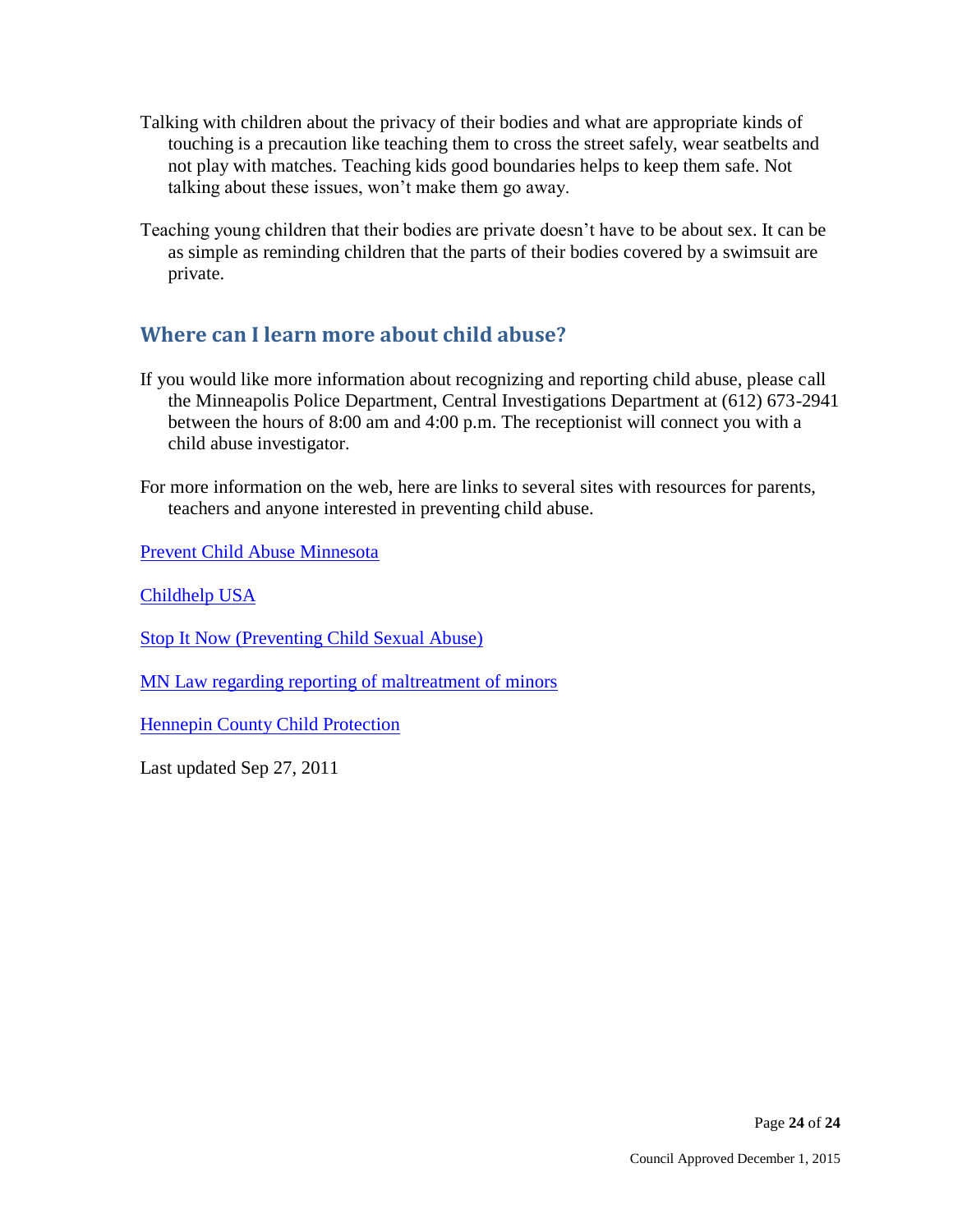Talking with children about the privacy of their bodies and what are appropriate kinds of touching is a precaution like teaching them to cross the street safely, wear seatbelts and not play with matches. Teaching kids good boundaries helps to keep them safe. Not talking about these issues, won't make them go away.

Teaching young children that their bodies are private doesn't have to be about sex. It can be as simple as reminding children that the parts of their bodies covered by a swimsuit are private.

## Where can I learn more about child abuse?

If you would like more information about recognizing and reporting child abuse, please call the Minneapolis Police Department, Central Investigations Department at (612) 673-2941 between the hours of 8:00 am and 4:00 p.m. The receptionist will connect you with a child abuse investigator.

For more information on the web, here are links to several sites with resources for parents, teachers and anyone interested in preventing child abuse.

Prevent Child Abuse Minnesota

Childhelp USA

Stop It Now (Preventing Child Sexual Abuse)

MN Law regarding reporting of maltreatment of minors

Hennepin County Child Protection

Last updated Sep 27, 2011

Council Approved December 1, 2015